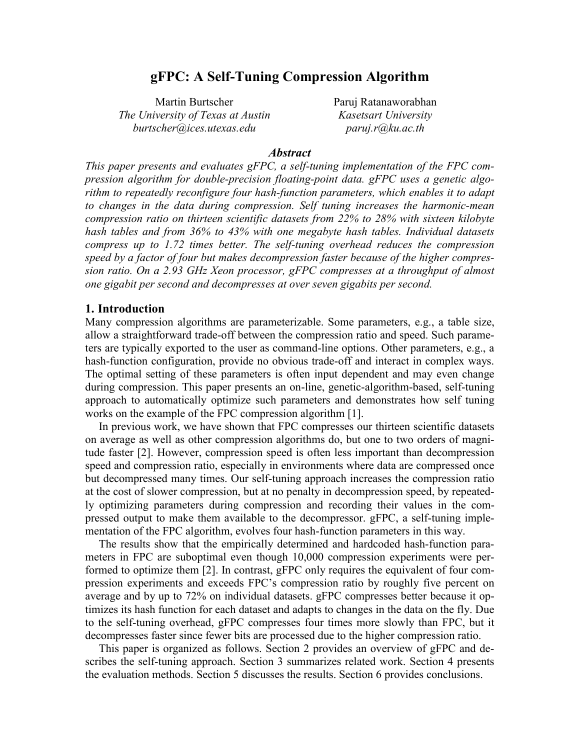# gFPC: A Self-Tuning Compression Algorithm

Martin Burtscher
*The University of Texas at Austin*
*burtscher@ices.utexas.edu*

Paruj Ratanaworabhan
*Kasetsart University*
*paruj.r@ku.ac.th*

### *Abstract*

*This paper presents and evaluates gFPC, a self-tuning implementation of the FPC compression algorithm for double-precision floating-point data. gFPC uses a genetic algorithm to repeatedly reconfigure four hash-function parameters, which enables it to adapt to changes in the data during compression. Self tuning increases the harmonic-mean compression ratio on thirteen scientific datasets from 22% to 28% with sixteen kilobyte hash tables and from 36% to 43% with one megabyte hash tables. Individual datasets compress up to 1.72 times better. The self-tuning overhead reduces the compression speed by a factor of four but makes decompression faster because of the higher compression ratio. On a 2.93 GHz Xeon processor, gFPC compresses at a throughput of almost one gigabit per second and decompresses at over seven gigabits per second.*

## 1. Introduction

Many compression algorithms are parameterizable. Some parameters, e.g., a table size, allow a straightforward trade-off between the compression ratio and speed. Such parameters are typically exported to the user as command-line options. Other parameters, e.g., a hash-function configuration, provide no obvious trade-off and interact in complex ways. The optimal setting of these parameters is often input dependent and may even change during compression. This paper presents an on-line, genetic-algorithm-based, self-tuning approach to automatically optimize such parameters and demonstrates how self tuning works on the example of the FPC compression algorithm [1].

In previous work, we have shown that FPC compresses our thirteen scientific datasets on average as well as other compression algorithms do, but one to two orders of magnitude faster [2]. However, compression speed is often less important than decompression speed and compression ratio, especially in environments where data are compressed once but decompressed many times. Our self-tuning approach increases the compression ratio at the cost of slower compression, but at no penalty in decompression speed, by repeatedly optimizing parameters during compression and recording their values in the compressed output to make them available to the decompressor. gFPC, a self-tuning implementation of the FPC algorithm, evolves four hash-function parameters in this way.

The results show that the empirically determined and hardcoded hash-function parameters in FPC are suboptimal even though 10,000 compression experiments were performed to optimize them [2]. In contrast, gFPC only requires the equivalent of four compression experiments and exceeds FPC's compression ratio by roughly five percent on average and by up to 72% on individual datasets. gFPC compresses better because it optimizes its hash function for each dataset and adapts to changes in the data on the fly. Due to the self-tuning overhead, gFPC compresses four times more slowly than FPC, but it decompresses faster since fewer bits are processed due to the higher compression ratio.

This paper is organized as follows. Section 2 provides an overview of gFPC and describes the self-tuning approach. Section 3 summarizes related work. Section 4 presents the evaluation methods. Section 5 discusses the results. Section 6 provides conclusions.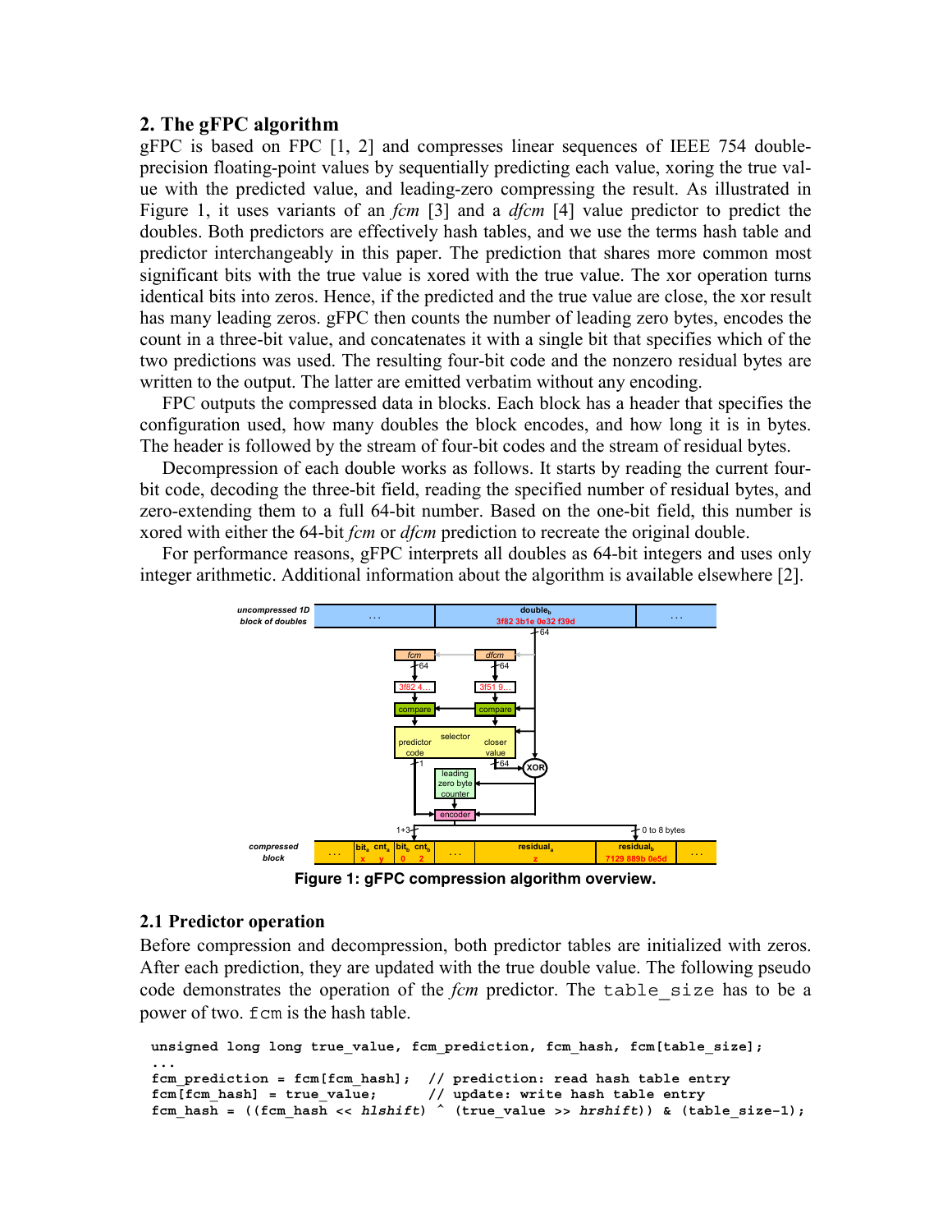## 2. The gFPC algorithm

gFPC is based on FPC [1, 2] and compresses linear sequences of IEEE 754 double-precision floating-point values by sequentially predicting each value, xoring the true value with the predicted value, and leading-zero compressing the result. As illustrated in Figure 1, it uses variants of an *fcm* [3] and a *dfcm* [4] value predictor to predict the doubles. Both predictors are effectively hash tables, and we use the terms hash table and predictor interchangeably in this paper. The prediction that shares more common most significant bits with the true value is xored with the true value. The xor operation turns identical bits into zeros. Hence, if the predicted and the true value are close, the xor result has many leading zeros. gFPC then counts the number of leading zero bytes, encodes the count in a three-bit value, and concatenates it with a single bit that specifies which of the two predictions was used. The resulting four-bit code and the nonzero residual bytes are written to the output. The latter are emitted verbatim without any encoding.

FPC outputs the compressed data in blocks. Each block has a header that specifies the configuration used, how many doubles the block encodes, and how long it is in bytes. The header is followed by the stream of four-bit codes and the stream of residual bytes.

Decompression of each double works as follows. It starts by reading the current four-bit code, decoding the three-bit field, reading the specified number of residual bytes, and zero-extending them to a full 64-bit number. Based on the one-bit field, this number is xored with either the 64-bit *fcm* or *dfcm* prediction to recreate the original double.

For performance reasons, gFPC interprets all doubles as 64-bit integers and uses only integer arithmetic. Additional information about the algorithm is available elsewhere [2].

**Figure 1: gFPC compression algorithm overview.**

### 2.1 Predictor operation

Before compression and decompression, both predictor tables are initialized with zeros. After each prediction, they are updated with the true double value. The following pseudo code demonstrates the operation of the *fcm* predictor. The `table_size` has to be a power of two. `fcm` is the hash table.

```
unsigned long long true_value, fcm_prediction, fcm_hash, fcm[table_size];
...
fcm_prediction = fcm[fcm_hash];  // prediction: read hash table entry
fcm[fcm_hash] = true_value;      // update: write hash table entry
fcm_hash = ((fcm_hash << hlshift) ^ (true_value >> hrshift)) & (table_size-1);
```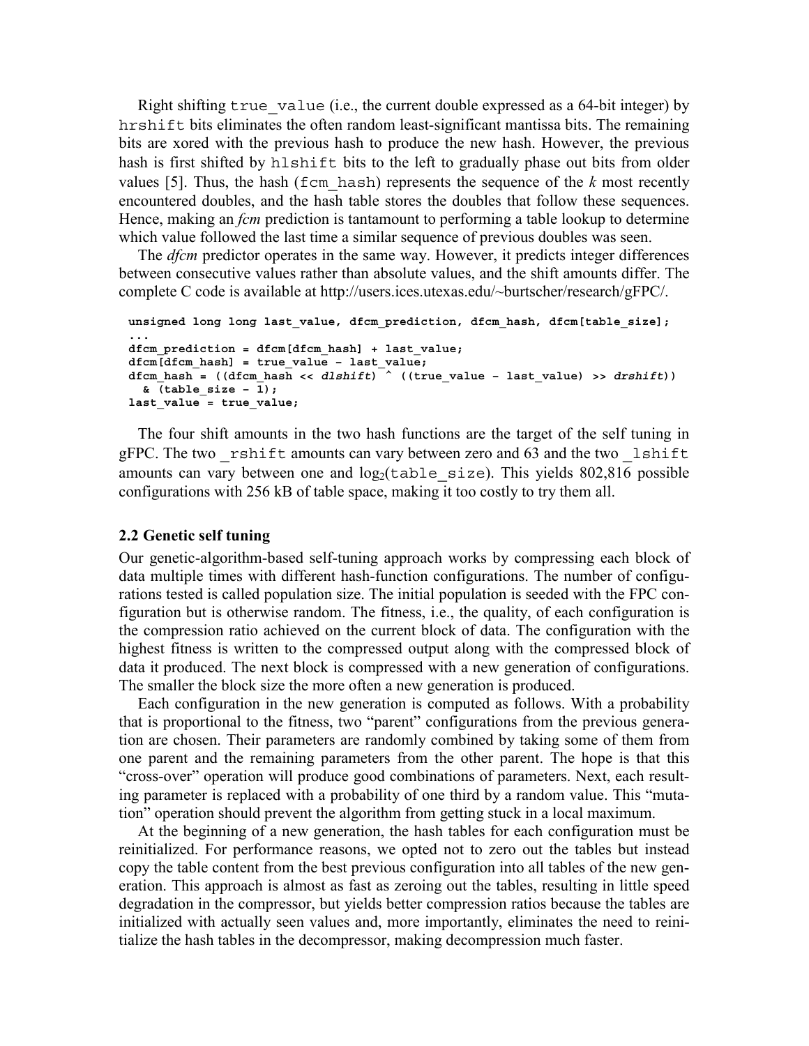Right shifting `true_value` (i.e., the current double expressed as a 64-bit integer) by `hrshift` bits eliminates the often random least-significant mantissa bits. The remaining bits are xored with the previous hash to produce the new hash. However, the previous hash is first shifted by `hlshift` bits to the left to gradually phase out bits from older values [5]. Thus, the hash (`fcm_hash`) represents the sequence of the *k* most recently encountered doubles, and the hash table stores the doubles that follow these sequences. Hence, making an *fcm* prediction is tantamount to performing a table lookup to determine which value followed the last time a similar sequence of previous doubles was seen.

The *dfcm* predictor operates in the same way. However, it predicts integer differences between consecutive values rather than absolute values, and the shift amounts differ. The complete C code is available at http://users.ices.utexas.edu/~burtscher/research/gFPC/.

```
unsigned long long last_value, dfcm_prediction, dfcm_hash, dfcm[table_size];
...
dfcm_prediction = dfcm[dfcm_hash] + last_value;
dfcm[dfcm_hash] = true_value - last_value;
dfcm_hash = ((dfcm_hash << dlshift) ^ ((true_value - last_value) >> drshift))
  & (table_size - 1);
last_value = true_value;
```

The four shift amounts in the two hash functions are the target of the self tuning in gFPC. The two `_rshift` amounts can vary between zero and 63 and the two `_lshift` amounts can vary between one and $\log_2$(`table_size`). This yields 802,816 possible configurations with 256 kB of table space, making it too costly to try them all.

### 2.2 Genetic self tuning

Our genetic-algorithm-based self-tuning approach works by compressing each block of data multiple times with different hash-function configurations. The number of configurations tested is called population size. The initial population is seeded with the FPC configuration but is otherwise random. The fitness, i.e., the quality, of each configuration is the compression ratio achieved on the current block of data. The configuration with the highest fitness is written to the compressed output along with the compressed block of data it produced. The next block is compressed with a new generation of configurations. The smaller the block size the more often a new generation is produced.

Each configuration in the new generation is computed as follows. With a probability that is proportional to the fitness, two "parent" configurations from the previous generation are chosen. Their parameters are randomly combined by taking some of them from one parent and the remaining parameters from the other parent. The hope is that this "cross-over" operation will produce good combinations of parameters. Next, each resulting parameter is replaced with a probability of one third by a random value. This "mutation" operation should prevent the algorithm from getting stuck in a local maximum.

At the beginning of a new generation, the hash tables for each configuration must be reinitialized. For performance reasons, we opted not to zero out the tables but instead copy the table content from the best previous configuration into all tables of the new generation. This approach is almost as fast as zeroing out the tables, resulting in little speed degradation in the compressor, but yields better compression ratios because the tables are initialized with actually seen values and, more importantly, eliminates the need to reinitialize the hash tables in the decompressor, making decompression much faster.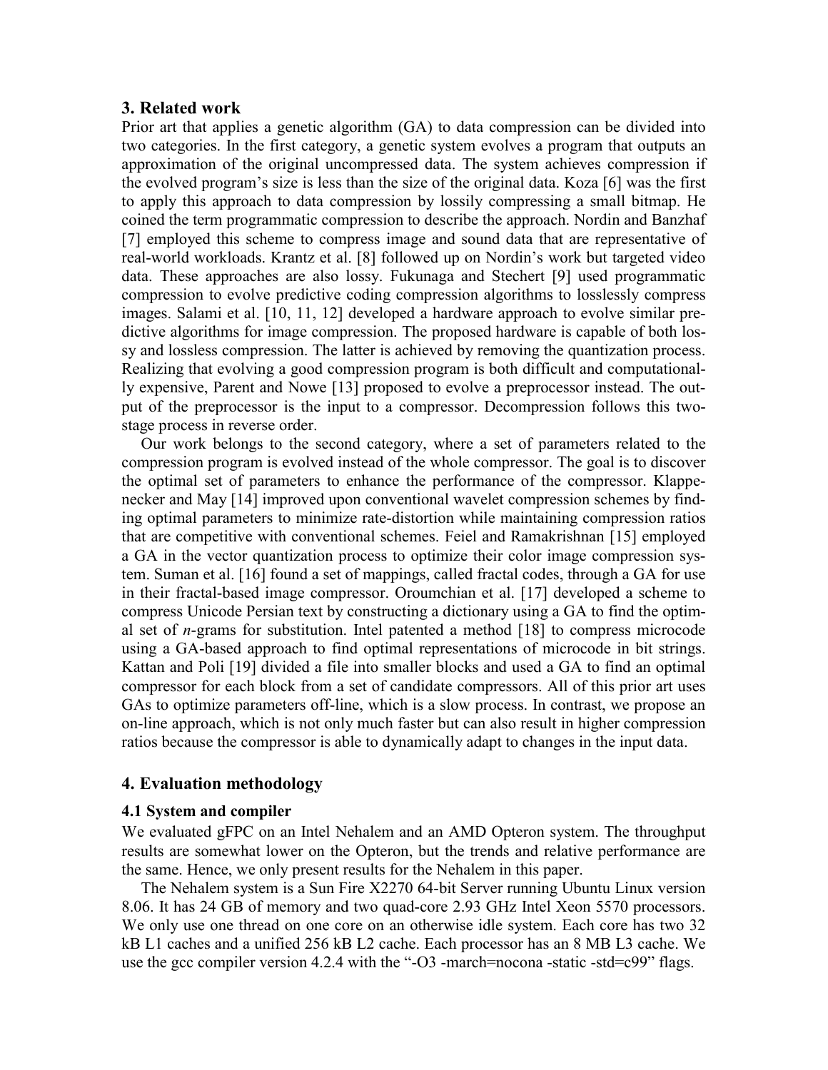## 3. Related work

Prior art that applies a genetic algorithm (GA) to data compression can be divided into two categories. In the first category, a genetic system evolves a program that outputs an approximation of the original uncompressed data. The system achieves compression if the evolved program's size is less than the size of the original data. Koza [6] was the first to apply this approach to data compression by lossily compressing a small bitmap. He coined the term programmatic compression to describe the approach. Nordin and Banzhaf [7] employed this scheme to compress image and sound data that are representative of real-world workloads. Krantz et al. [8] followed up on Nordin's work but targeted video data. These approaches are also lossy. Fukunaga and Stechert [9] used programmatic compression to evolve predictive coding compression algorithms to losslessly compress images. Salami et al. [10, 11, 12] developed a hardware approach to evolve similar predictive algorithms for image compression. The proposed hardware is capable of both lossy and lossless compression. The latter is achieved by removing the quantization process. Realizing that evolving a good compression program is both difficult and computationally expensive, Parent and Nowe [13] proposed to evolve a preprocessor instead. The output of the preprocessor is the input to a compressor. Decompression follows this two-stage process in reverse order.

Our work belongs to the second category, where a set of parameters related to the compression program is evolved instead of the whole compressor. The goal is to discover the optimal set of parameters to enhance the performance of the compressor. Klappenecker and May [14] improved upon conventional wavelet compression schemes by finding optimal parameters to minimize rate-distortion while maintaining compression ratios that are competitive with conventional schemes. Feiel and Ramakrishnan [15] employed a GA in the vector quantization process to optimize their color image compression system. Suman et al. [16] found a set of mappings, called fractal codes, through a GA for use in their fractal-based image compressor. Oroumchian et al. [17] developed a scheme to compress Unicode Persian text by constructing a dictionary using a GA to find the optimal set of *n*-grams for substitution. Intel patented a method [18] to compress microcode using a GA-based approach to find optimal representations of microcode in bit strings. Kattan and Poli [19] divided a file into smaller blocks and used a GA to find an optimal compressor for each block from a set of candidate compressors. All of this prior art uses GAs to optimize parameters off-line, which is a slow process. In contrast, we propose an on-line approach, which is not only much faster but can also result in higher compression ratios because the compressor is able to dynamically adapt to changes in the input data.

## 4. Evaluation methodology

### 4.1 System and compiler

We evaluated gFPC on an Intel Nehalem and an AMD Opteron system. The throughput results are somewhat lower on the Opteron, but the trends and relative performance are the same. Hence, we only present results for the Nehalem in this paper.

The Nehalem system is a Sun Fire X2270 64-bit Server running Ubuntu Linux version 8.06. It has 24 GB of memory and two quad-core 2.93 GHz Intel Xeon 5570 processors. We only use one thread on one core on an otherwise idle system. Each core has two 32 kB L1 caches and a unified 256 kB L2 cache. Each processor has an 8 MB L3 cache. We use the gcc compiler version 4.2.4 with the "-O3 -march=nocona -static -std=c99" flags.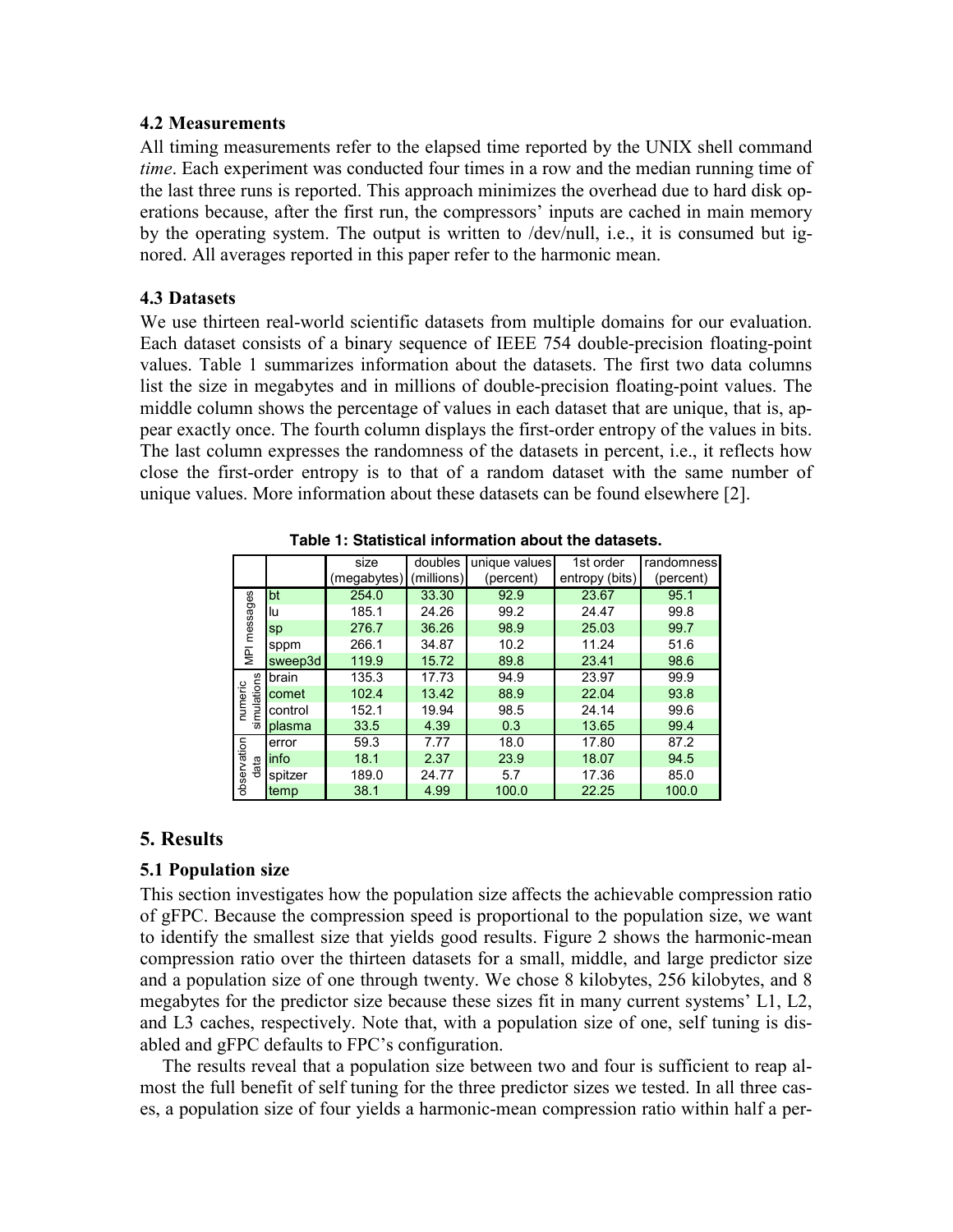### 4.2 Measurements

All timing measurements refer to the elapsed time reported by the UNIX shell command *time*. Each experiment was conducted four times in a row and the median running time of the last three runs is reported. This approach minimizes the overhead due to hard disk operations because, after the first run, the compressors' inputs are cached in main memory by the operating system. The output is written to /dev/null, i.e., it is consumed but ignored. All averages reported in this paper refer to the harmonic mean.

### 4.3 Datasets

We use thirteen real-world scientific datasets from multiple domains for our evaluation. Each dataset consists of a binary sequence of IEEE 754 double-precision floating-point values. Table 1 summarizes information about the datasets. The first two data columns list the size in megabytes and in millions of double-precision floating-point values. The middle column shows the percentage of values in each dataset that are unique, that is, appear exactly once. The fourth column displays the first-order entropy of the values in bits. The last column expresses the randomness of the datasets in percent, i.e., it reflects how close the first-order entropy is to that of a random dataset with the same number of unique values. More information about these datasets can be found elsewhere [2].

**Table 1: Statistical information about the datasets.**

| | | size (megabytes) | doubles (millions) | unique values (percent) | 1st order entropy (bits) | randomness (percent) |
|---|---|---|---|---|---|---|
| MPI messages | bt | 254.0 | 33.30 | 92.9 | 23.67 | 95.1 |
| | lu | 185.1 | 24.26 | 99.2 | 24.47 | 99.8 |
| | sp | 276.7 | 36.26 | 98.9 | 25.03 | 99.7 |
| | sppm | 266.1 | 34.87 | 10.2 | 11.24 | 51.6 |
| | sweep3d | 119.9 | 15.72 | 89.8 | 23.41 | 98.6 |
| numeric simulations | brain | 135.3 | 17.73 | 94.9 | 23.97 | 99.9 |
| | comet | 102.4 | 13.42 | 88.9 | 22.04 | 93.8 |
| | control | 152.1 | 19.94 | 98.5 | 24.14 | 99.6 |
| | plasma | 33.5 | 4.39 | 0.3 | 13.65 | 99.4 |
| observation data | error | 59.3 | 7.77 | 18.0 | 17.80 | 87.2 |
| | info | 18.1 | 2.37 | 23.9 | 18.07 | 94.5 |
| | spitzer | 189.0 | 24.77 | 5.7 | 17.36 | 85.0 |
| | temp | 38.1 | 4.99 | 100.0 | 22.25 | 100.0 |

## 5. Results

### 5.1 Population size

This section investigates how the population size affects the achievable compression ratio of gFPC. Because the compression speed is proportional to the population size, we want to identify the smallest size that yields good results. Figure 2 shows the harmonic-mean compression ratio over the thirteen datasets for a small, middle, and large predictor size and a population size of one through twenty. We chose 8 kilobytes, 256 kilobytes, and 8 megabytes for the predictor size because these sizes fit in many current systems' L1, L2, and L3 caches, respectively. Note that, with a population size of one, self tuning is disabled and gFPC defaults to FPC's configuration.

The results reveal that a population size between two and four is sufficient to reap almost the full benefit of self tuning for the three predictor sizes we tested. In all three cases, a population size of four yields a harmonic-mean compression ratio within half a per-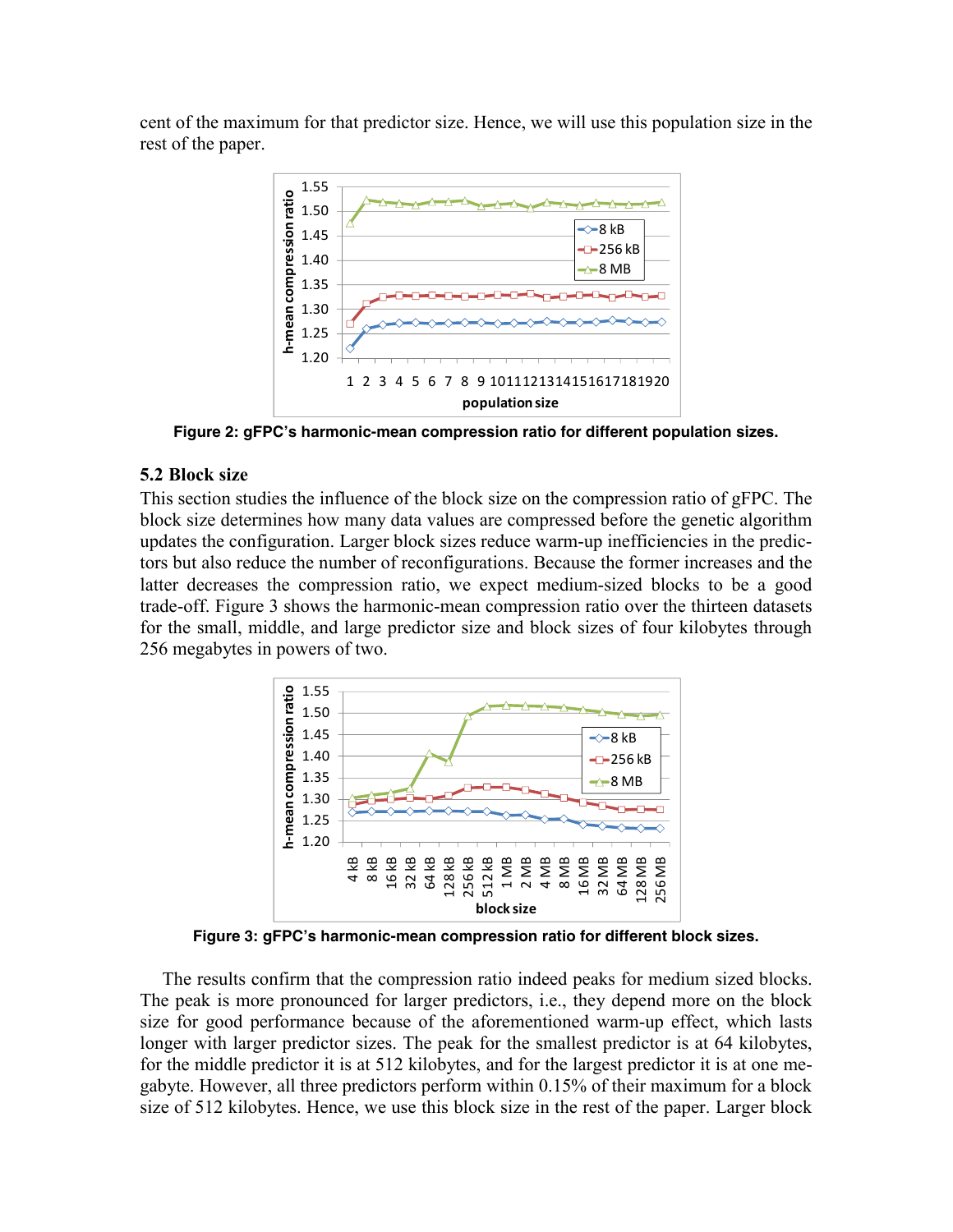cent of the maximum for that predictor size. Hence, we will use this population size in the rest of the paper.

**Figure 2: gFPC's harmonic-mean compression ratio for different population sizes.**

### 5.2 Block size

This section studies the influence of the block size on the compression ratio of gFPC. The block size determines how many data values are compressed before the genetic algorithm updates the configuration. Larger block sizes reduce warm-up inefficiencies in the predictors but also reduce the number of reconfigurations. Because the former increases and the latter decreases the compression ratio, we expect medium-sized blocks to be a good trade-off. Figure 3 shows the harmonic-mean compression ratio over the thirteen datasets for the small, middle, and large predictor size and block sizes of four kilobytes through 256 megabytes in powers of two.

**Figure 3: gFPC's harmonic-mean compression ratio for different block sizes.**

The results confirm that the compression ratio indeed peaks for medium sized blocks. The peak is more pronounced for larger predictors, i.e., they depend more on the block size for good performance because of the aforementioned warm-up effect, which lasts longer with larger predictor sizes. The peak for the smallest predictor is at 64 kilobytes, for the middle predictor it is at 512 kilobytes, and for the largest predictor it is at one megabyte. However, all three predictors perform within 0.15% of their maximum for a block size of 512 kilobytes. Hence, we use this block size in the rest of the paper. Larger block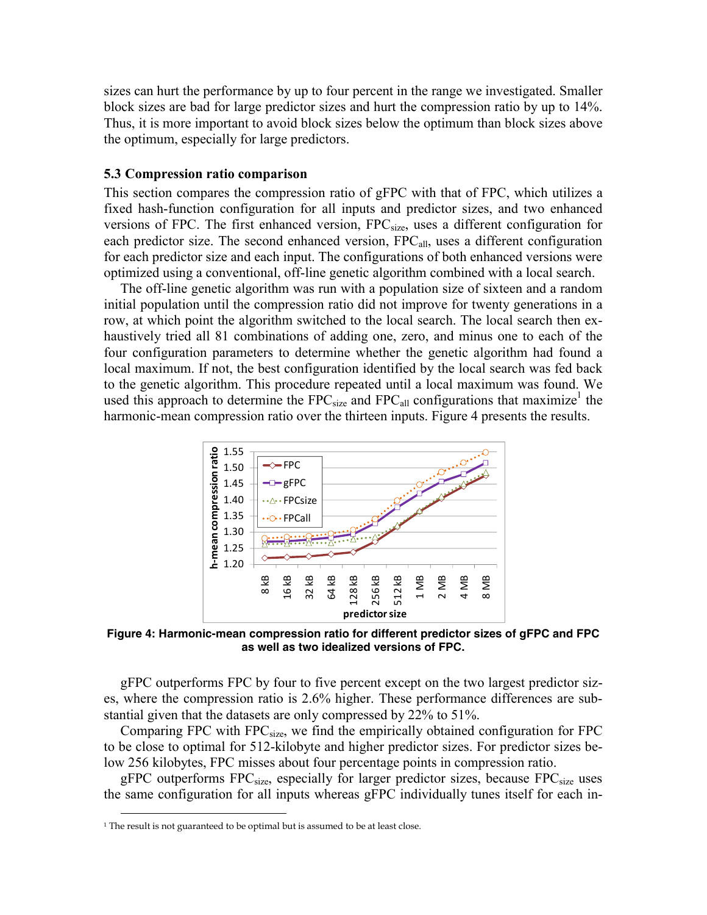sizes can hurt the performance by up to four percent in the range we investigated. Smaller block sizes are bad for large predictor sizes and hurt the compression ratio by up to 14%. Thus, it is more important to avoid block sizes below the optimum than block sizes above the optimum, especially for large predictors.

### 5.3 Compression ratio comparison

This section compares the compression ratio of gFPC with that of FPC, which utilizes a fixed hash-function configuration for all inputs and predictor sizes, and two enhanced versions of FPC. The first enhanced version, $FPC_{size}$, uses a different configuration for each predictor size. The second enhanced version, $FPC_{all}$, uses a different configuration for each predictor size and each input. The configurations of both enhanced versions were optimized using a conventional, off-line genetic algorithm combined with a local search.

The off-line genetic algorithm was run with a population size of sixteen and a random initial population until the compression ratio did not improve for twenty generations in a row, at which point the algorithm switched to the local search. The local search then exhaustively tried all 81 combinations of adding one, zero, and minus one to each of the four configuration parameters to determine whether the genetic algorithm had found a local maximum. If not, the best configuration identified by the local search was fed back to the genetic algorithm. This procedure repeated until a local maximum was found. We used this approach to determine the $FPC_{size}$ and $FPC_{all}$ configurations that maximize[1] the harmonic-mean compression ratio over the thirteen inputs. Figure 4 presents the results.

**Figure 4: Harmonic-mean compression ratio for different predictor sizes of gFPC and FPC as well as two idealized versions of FPC.**

gFPC outperforms FPC by four to five percent except on the two largest predictor sizes, where the compression ratio is 2.6% higher. These performance differences are substantial given that the datasets are only compressed by 22% to 51%.

Comparing FPC with $FPC_{size}$, we find the empirically obtained configuration for FPC to be close to optimal for 512-kilobyte and higher predictor sizes. For predictor sizes below 256 kilobytes, FPC misses about four percentage points in compression ratio.

gFPC outperforms $FPC_{size}$, especially for larger predictor sizes, because $FPC_{size}$ uses the same configuration for all inputs whereas gFPC individually tunes itself for each in-

[1] The result is not guaranteed to be optimal but is assumed to be at least close.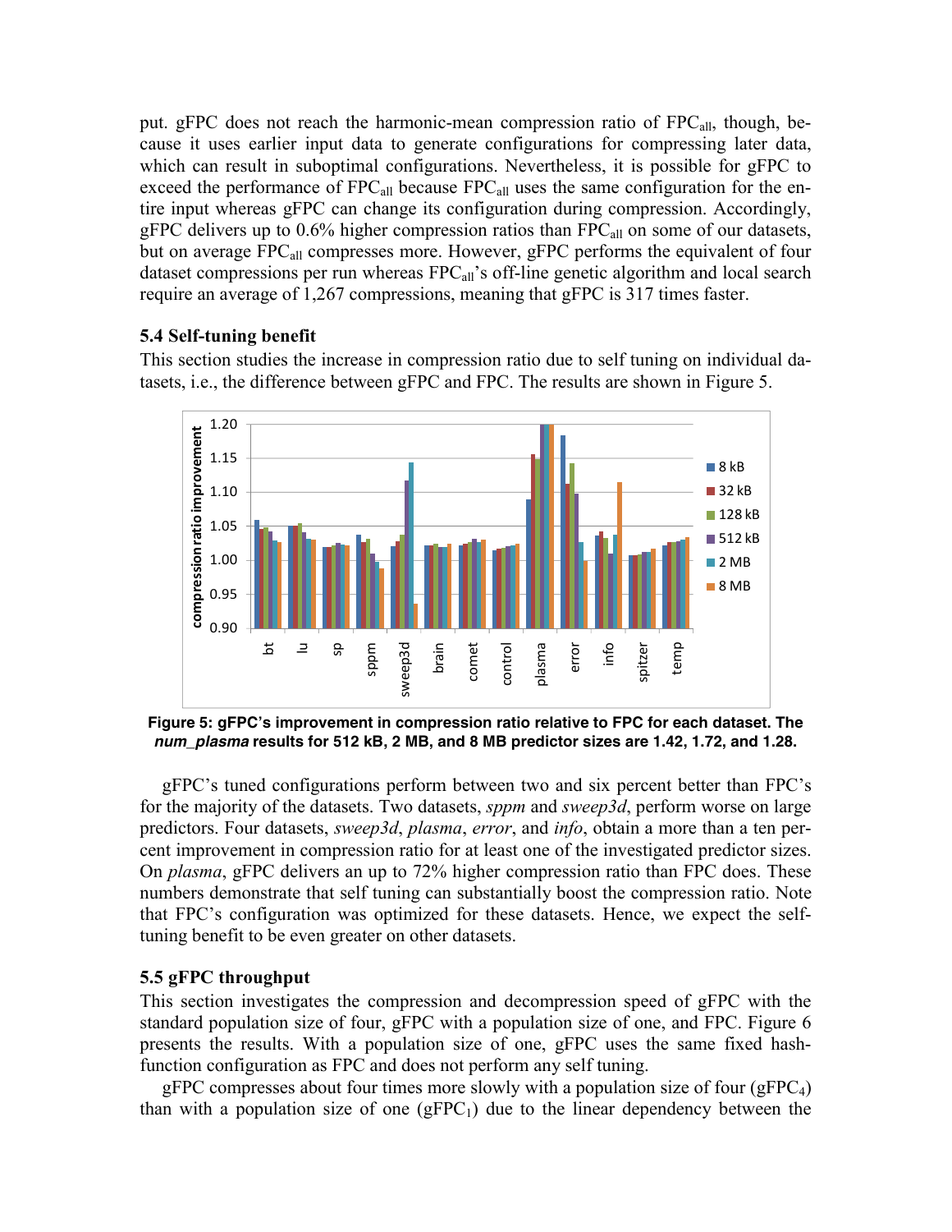put. gFPC does not reach the harmonic-mean compression ratio of $FPC_{all}$, though, because it uses earlier input data to generate configurations for compressing later data, which can result in suboptimal configurations. Nevertheless, it is possible for gFPC to exceed the performance of $FPC_{all}$ because $FPC_{all}$ uses the same configuration for the entire input whereas gFPC can change its configuration during compression. Accordingly, gFPC delivers up to 0.6% higher compression ratios than $FPC_{all}$ on some of our datasets, but on average $FPC_{all}$ compresses more. However, gFPC performs the equivalent of four dataset compressions per run whereas $FPC_{all}$'s off-line genetic algorithm and local search require an average of 1,267 compressions, meaning that gFPC is 317 times faster.

### 5.4 Self-tuning benefit

This section studies the increase in compression ratio due to self tuning on individual datasets, i.e., the difference between gFPC and FPC. The results are shown in Figure 5.

**Figure 5: gFPC's improvement in compression ratio relative to FPC for each dataset. The *num_plasma* results for 512 kB, 2 MB, and 8 MB predictor sizes are 1.42, 1.72, and 1.28.**

gFPC's tuned configurations perform between two and six percent better than FPC's for the majority of the datasets. Two datasets, *sppm* and *sweep3d*, perform worse on large predictors. Four datasets, *sweep3d*, *plasma*, *error*, and *info*, obtain a more than a ten percent improvement in compression ratio for at least one of the investigated predictor sizes. On *plasma*, gFPC delivers an up to 72% higher compression ratio than FPC does. These numbers demonstrate that self tuning can substantially boost the compression ratio. Note that FPC's configuration was optimized for these datasets. Hence, we expect the self-tuning benefit to be even greater on other datasets.

### 5.5 gFPC throughput

This section investigates the compression and decompression speed of gFPC with the standard population size of four, gFPC with a population size of one, and FPC. Figure 6 presents the results. With a population size of one, gFPC uses the same fixed hash-function configuration as FPC and does not perform any self tuning.

gFPC compresses about four times more slowly with a population size of four ($gFPC_4$) than with a population size of one ($gFPC_1$) due to the linear dependency between the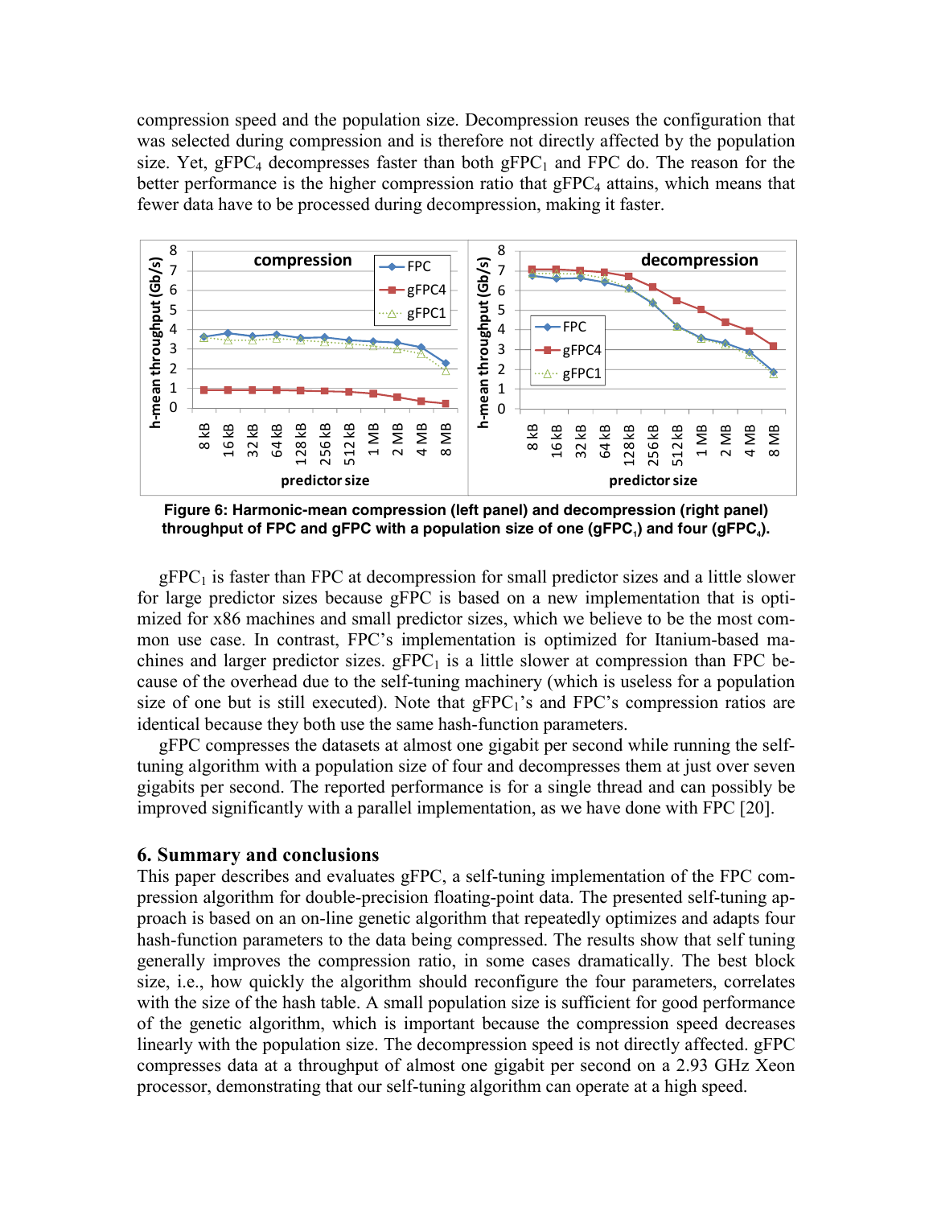compression speed and the population size. Decompression reuses the configuration that was selected during compression and is therefore not directly affected by the population size. Yet, $gFPC_4$ decompresses faster than both $gFPC_1$ and FPC do. The reason for the better performance is the higher compression ratio that $gFPC_4$ attains, which means that fewer data have to be processed during decompression, making it faster.

**Figure 6: Harmonic-mean compression (left panel) and decompression (right panel) throughput of FPC and gFPC with a population size of one ($gFPC_1$) and four ($gFPC_4$).**

$gFPC_1$ is faster than FPC at decompression for small predictor sizes and a little slower for large predictor sizes because gFPC is based on a new implementation that is optimized for x86 machines and small predictor sizes, which we believe to be the most common use case. In contrast, FPC's implementation is optimized for Itanium-based machines and larger predictor sizes. $gFPC_1$ is a little slower at compression than FPC because of the overhead due to the self-tuning machinery (which is useless for a population size of one but is still executed). Note that $gFPC_1$'s and FPC's compression ratios are identical because they both use the same hash-function parameters.

gFPC compresses the datasets at almost one gigabit per second while running the self-tuning algorithm with a population size of four and decompresses them at just over seven gigabits per second. The reported performance is for a single thread and can possibly be improved significantly with a parallel implementation, as we have done with FPC [20].

## 6. Summary and conclusions

This paper describes and evaluates gFPC, a self-tuning implementation of the FPC compression algorithm for double-precision floating-point data. The presented self-tuning approach is based on an on-line genetic algorithm that repeatedly optimizes and adapts four hash-function parameters to the data being compressed. The results show that self tuning generally improves the compression ratio, in some cases dramatically. The best block size, i.e., how quickly the algorithm should reconfigure the four parameters, correlates with the size of the hash table. A small population size is sufficient for good performance of the genetic algorithm, which is important because the compression speed decreases linearly with the population size. The decompression speed is not directly affected. gFPC compresses data at a throughput of almost one gigabit per second on a 2.93 GHz Xeon processor, demonstrating that our self-tuning algorithm can operate at a high speed.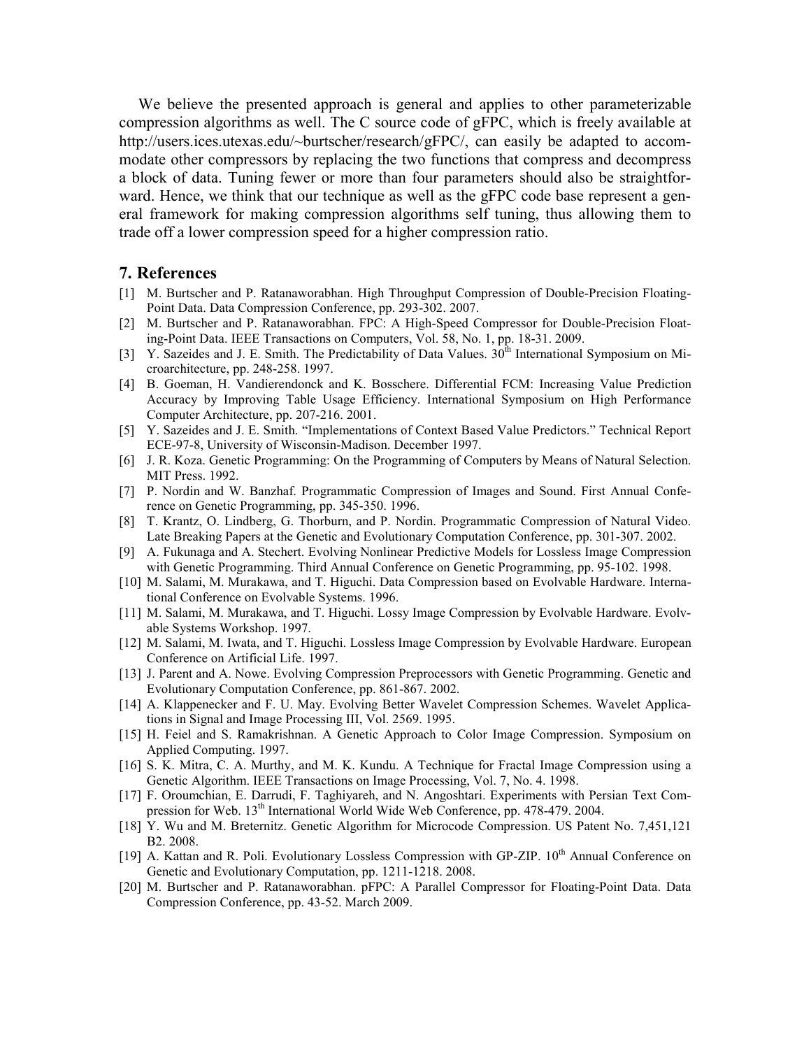We believe the presented approach is general and applies to other parameterizable compression algorithms as well. The C source code of gFPC, which is freely available at http://users.ices.utexas.edu/~burtscher/research/gFPC/, can easily be adapted to accommodate other compressors by replacing the two functions that compress and decompress a block of data. Tuning fewer or more than four parameters should also be straightforward. Hence, we think that our technique as well as the gFPC code base represent a general framework for making compression algorithms self tuning, thus allowing them to trade off a lower compression speed for a higher compression ratio.

## 7. References

[1] M. Burtscher and P. Ratanaworabhan. High Throughput Compression of Double-Precision Floating-Point Data. Data Compression Conference, pp. 293-302. 2007.

[2] M. Burtscher and P. Ratanaworabhan. FPC: A High-Speed Compressor for Double-Precision Floating-Point Data. IEEE Transactions on Computers, Vol. 58, No. 1, pp. 18-31. 2009.

[3] Y. Sazeides and J. E. Smith. The Predictability of Data Values. 30th International Symposium on Microarchitecture, pp. 248-258. 1997.

[4] B. Goeman, H. Vandierendonck and K. Bosschere. Differential FCM: Increasing Value Prediction Accuracy by Improving Table Usage Efficiency. International Symposium on High Performance Computer Architecture, pp. 207-216. 2001.

[5] Y. Sazeides and J. E. Smith. "Implementations of Context Based Value Predictors." Technical Report ECE-97-8, University of Wisconsin-Madison. December 1997.

[6] J. R. Koza. Genetic Programming: On the Programming of Computers by Means of Natural Selection. MIT Press. 1992.

[7] P. Nordin and W. Banzhaf. Programmatic Compression of Images and Sound. First Annual Conference on Genetic Programming, pp. 345-350. 1996.

[8] T. Krantz, O. Lindberg, G. Thorburn, and P. Nordin. Programmatic Compression of Natural Video. Late Breaking Papers at the Genetic and Evolutionary Computation Conference, pp. 301-307. 2002.

[9] A. Fukunaga and A. Stechert. Evolving Nonlinear Predictive Models for Lossless Image Compression with Genetic Programming. Third Annual Conference on Genetic Programming, pp. 95-102. 1998.

[10] M. Salami, M. Murakawa, and T. Higuchi. Data Compression based on Evolvable Hardware. International Conference on Evolvable Systems. 1996.

[11] M. Salami, M. Murakawa, and T. Higuchi. Lossy Image Compression by Evolvable Hardware. Evolvable Systems Workshop. 1997.

[12] M. Salami, M. Iwata, and T. Higuchi. Lossless Image Compression by Evolvable Hardware. European Conference on Artificial Life. 1997.

[13] J. Parent and A. Nowe. Evolving Compression Preprocessors with Genetic Programming. Genetic and Evolutionary Computation Conference, pp. 861-867. 2002.

[14] A. Klappenecker and F. U. May. Evolving Better Wavelet Compression Schemes. Wavelet Applications in Signal and Image Processing III, Vol. 2569. 1995.

[15] H. Feiel and S. Ramakrishnan. A Genetic Approach to Color Image Compression. Symposium on Applied Computing. 1997.

[16] S. K. Mitra, C. A. Murthy, and M. K. Kundu. A Technique for Fractal Image Compression using a Genetic Algorithm. IEEE Transactions on Image Processing, Vol. 7, No. 4. 1998.

[17] F. Oroumchian, E. Darrudi, F. Taghiyareh, and N. Angoshtari. Experiments with Persian Text Compression for Web. 13th International World Wide Web Conference, pp. 478-479. 2004.

[18] Y. Wu and M. Breternitz. Genetic Algorithm for Microcode Compression. US Patent No. 7,451,121 B2. 2008.

[19] A. Kattan and R. Poli. Evolutionary Lossless Compression with GP-ZIP. 10th Annual Conference on Genetic and Evolutionary Computation, pp. 1211-1218. 2008.

[20] M. Burtscher and P. Ratanaworabhan. pFPC: A Parallel Compressor for Floating-Point Data. Data Compression Conference, pp. 43-52. March 2009.